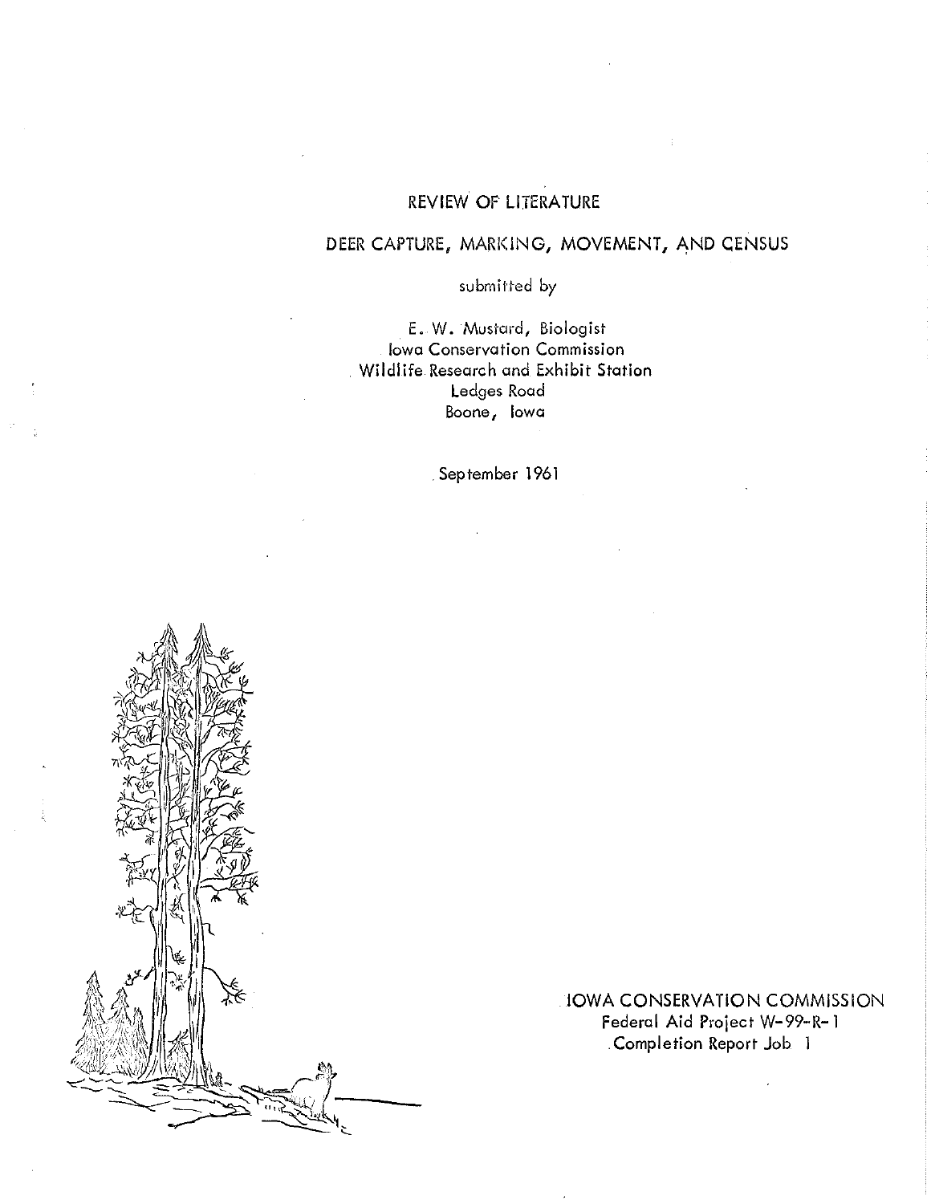# REVIEW OF LITERATURE

## DEER CAPTURE, MARKING, MOVEMENT, AND CENSUS

submitted by

E. W. Mustard, Biologist
Iowa Conservation Commission
Wildlife Research and Exhibit Station
Ledges Road
Boone, Iowa

September 1961

IOWA CONSERVATION COMMISSION
Federal Aid Project W-99-R-1
Completion Report Job 1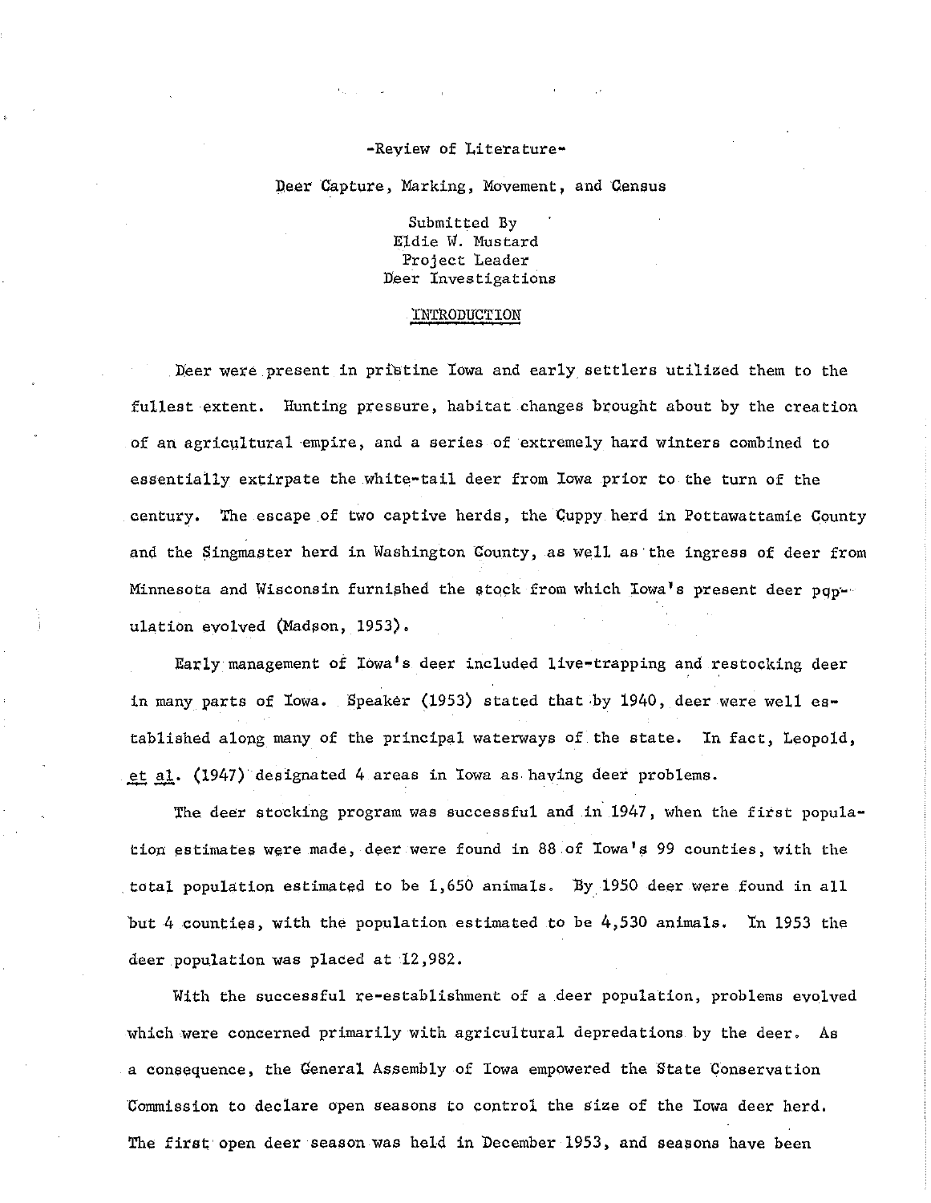# -Review of Literature-

## Deer Capture, Marking, Movement, and Census

Submitted By
Eldie W. Mustard
Project Leader
Deer Investigations

## INTRODUCTION

Deer were present in pristine Iowa and early settlers utilized them to the fullest extent. Hunting pressure, habitat changes brought about by the creation of an agricultural empire, and a series of extremely hard winters combined to essentially extirpate the white-tail deer from Iowa prior to the turn of the century. The escape of two captive herds, the Cuppy herd in Pottawattamie County and the Singmaster herd in Washington County, as well as the ingress of deer from Minnesota and Wisconsin furnished the stock from which Iowa's present deer population evolved (Madson, 1953).

Early management of Iowa's deer included live-trapping and restocking deer in many parts of Iowa. Speaker (1953) stated that by 1940, deer were well established along many of the principal waterways of the state. In fact, Leopold, *et al*. (1947) designated 4 areas in Iowa as having deer problems.

The deer stocking program was successful and in 1947, when the first population estimates were made, deer were found in 88 of Iowa's 99 counties, with the total population estimated to be 1,650 animals. By 1950 deer were found in all but 4 counties, with the population estimated to be 4,530 animals. In 1953 the deer population was placed at 12,982.

With the successful re-establishment of a deer population, problems evolved which were concerned primarily with agricultural depredations by the deer. As a consequence, the General Assembly of Iowa empowered the State Conservation Commission to declare open seasons to control the size of the Iowa deer herd. The first open deer season was held in December 1953, and seasons have been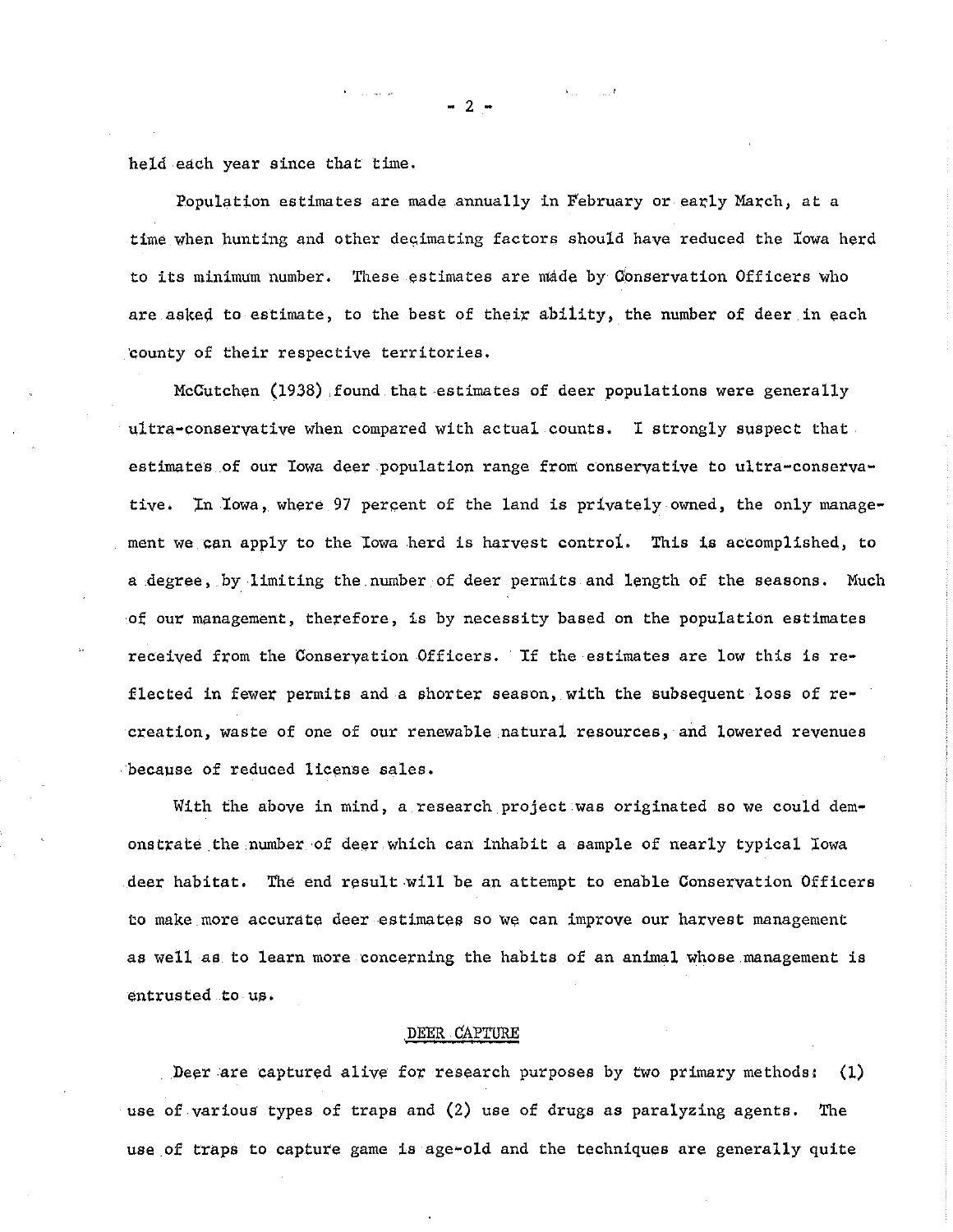held each year since that time.

Population estimates are made annually in February or early March, at a time when hunting and other decimating factors should have reduced the Iowa herd to its minimum number. These estimates are made by Conservation Officers who are asked to estimate, to the best of their ability, the number of deer in each county of their respective territories.

McCutchen (1938) found that estimates of deer populations were generally ultra-conservative when compared with actual counts. I strongly suspect that estimates of our Iowa deer population range from conservative to ultra-conservative. In Iowa, where 97 percent of the land is privately owned, the only management we can apply to the Iowa herd is harvest control. This is accomplished, to a degree, by limiting the number of deer permits and length of the seasons. Much of our management, therefore, is by necessity based on the population estimates received from the Conservation Officers. If the estimates are low this is reflected in fewer permits and a shorter season, with the subsequent loss of recreation, waste of one of our renewable natural resources, and lowered revenues because of reduced license sales.

With the above in mind, a research project was originated so we could demonstrate the number of deer which can inhabit a sample of nearly typical Iowa deer habitat. The end result will be an attempt to enable Conservation Officers to make more accurate deer estimates so we can improve our harvest management as well as to learn more concerning the habits of an animal whose management is entrusted to us.

## DEER CAPTURE

Deer are captured alive for research purposes by two primary methods: (1) use of various types of traps and (2) use of drugs as paralyzing agents. The use of traps to capture game is age-old and the techniques are generally quite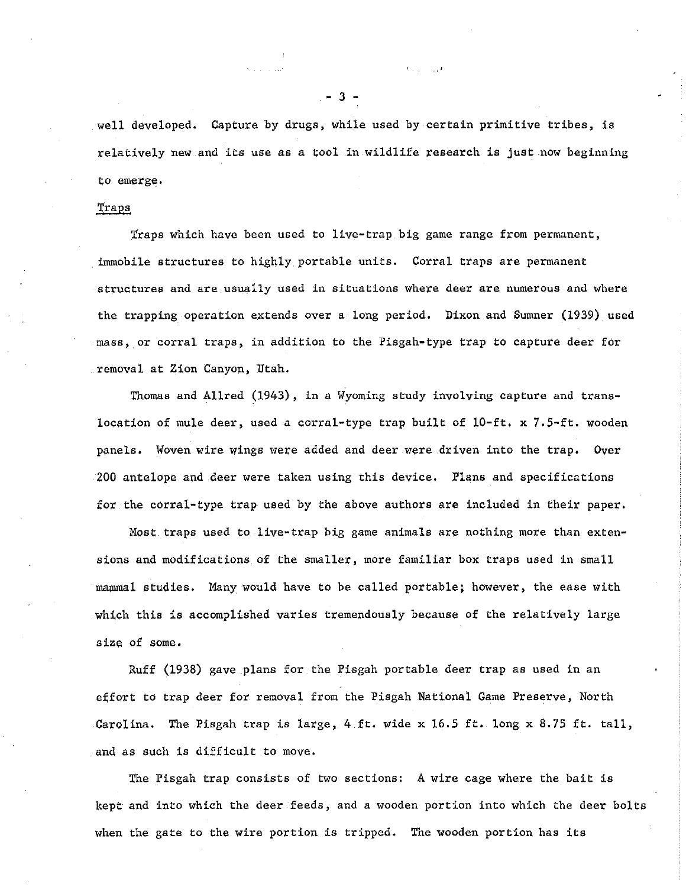well developed. Capture by drugs, while used by certain primitive tribes, is relatively new and its use as a tool in wildlife research is just now beginning to emerge.

### Traps

Traps which have been used to live-trap big game range from permanent, immobile structures to highly portable units. Corral traps are permanent structures and are usually used in situations where deer are numerous and where the trapping operation extends over a long period. Dixon and Sumner (1939) used mass, or corral traps, in addition to the Pisgah-type trap to capture deer for removal at Zion Canyon, Utah.

Thomas and Allred (1943), in a Wyoming study involving capture and translocation of mule deer, used a corral-type trap built of 10-ft. x 7.5-ft. wooden panels. Woven wire wings were added and deer were driven into the trap. Over 200 antelope and deer were taken using this device. Plans and specifications for the corral-type trap used by the above authors are included in their paper.

Most traps used to live-trap big game animals are nothing more than extensions and modifications of the smaller, more familiar box traps used in small mammal studies. Many would have to be called portable; however, the ease with which this is accomplished varies tremendously because of the relatively large size of some.

Ruff (1938) gave plans for the Pisgah portable deer trap as used in an effort to trap deer for removal from the Pisgah National Game Preserve, North Carolina. The Pisgah trap is large, 4 ft. wide x 16.5 ft. long x 8.75 ft. tall, and as such is difficult to move.

The Pisgah trap consists of two sections: A wire cage where the bait is kept and into which the deer feeds, and a wooden portion into which the deer bolts when the gate to the wire portion is tripped. The wooden portion has its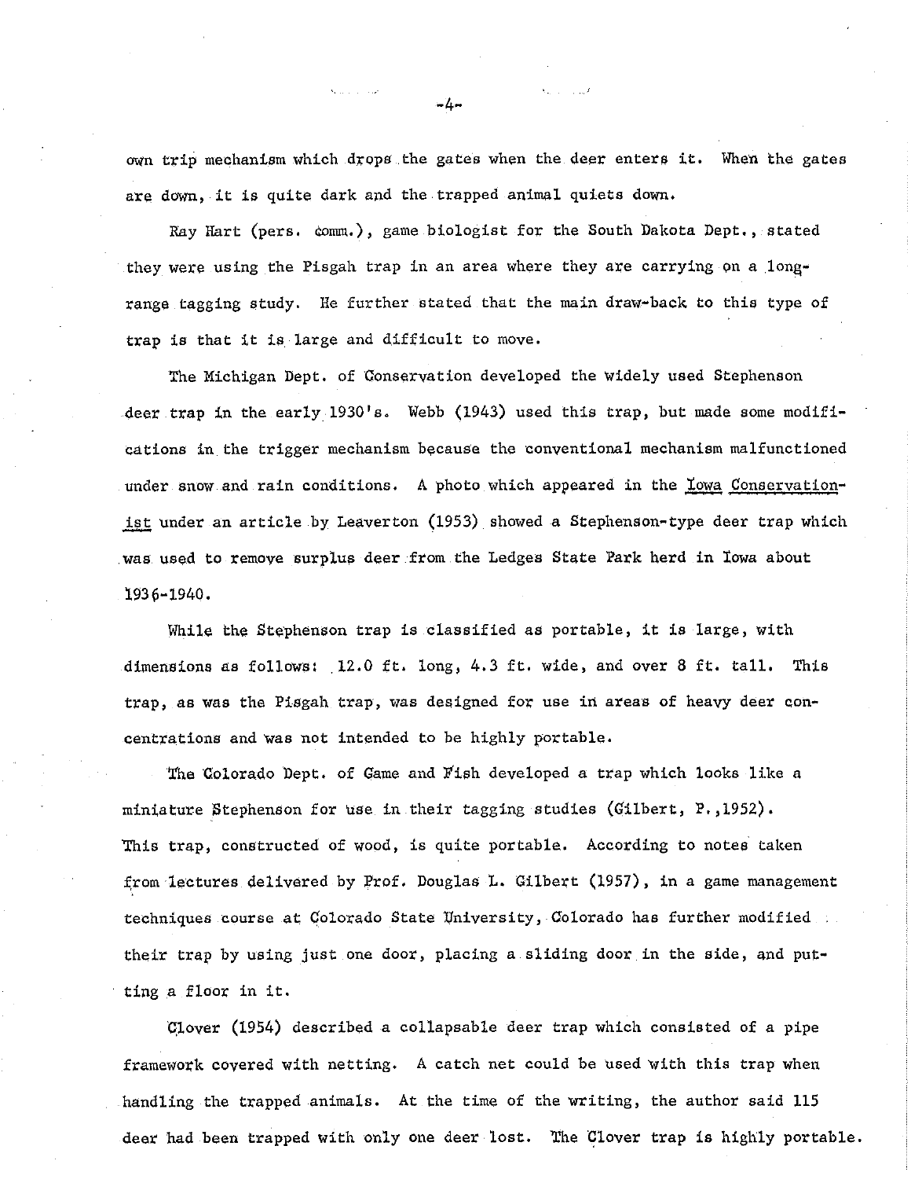own trip mechanism which drops the gates when the deer enters it. When the gates are down, it is quite dark and the trapped animal quiets down.

Ray Hart (pers. comm.), game biologist for the South Dakota Dept., stated they were using the Pisgah trap in an area where they are carrying on a long-range tagging study. He further stated that the main draw-back to this type of trap is that it is large and difficult to move.

The Michigan Dept. of Conservation developed the widely used Stephenson deer trap in the early 1930's. Webb (1943) used this trap, but made some modifications in the trigger mechanism because the conventional mechanism malfunctioned under snow and rain conditions. A photo which appeared in the _Iowa Conservationist_ under an article by Leaverton (1953) showed a Stephenson-type deer trap which was used to remove surplus deer from the Ledges State Park herd in Iowa about 1936-1940.

While the Stephenson trap is classified as portable, it is large, with dimensions as follows: 12.0 ft. long, 4.3 ft. wide, and over 8 ft. tall. This trap, as was the Pisgah trap, was designed for use in areas of heavy deer concentrations and was not intended to be highly portable.

The Colorado Dept. of Game and Fish developed a trap which looks like a miniature Stephenson for use in their tagging studies (Gilbert, P.,1952). This trap, constructed of wood, is quite portable. According to notes taken from lectures delivered by Prof. Douglas L. Gilbert (1957), in a game management techniques course at Colorado State University, Colorado has further modified their trap by using just one door, placing a sliding door in the side, and putting a floor in it.

Clover (1954) described a collapsable deer trap which consisted of a pipe framework covered with netting. A catch net could be used with this trap when handling the trapped animals. At the time of the writing, the author said 115 deer had been trapped with only one deer lost. The Clover trap is highly portable.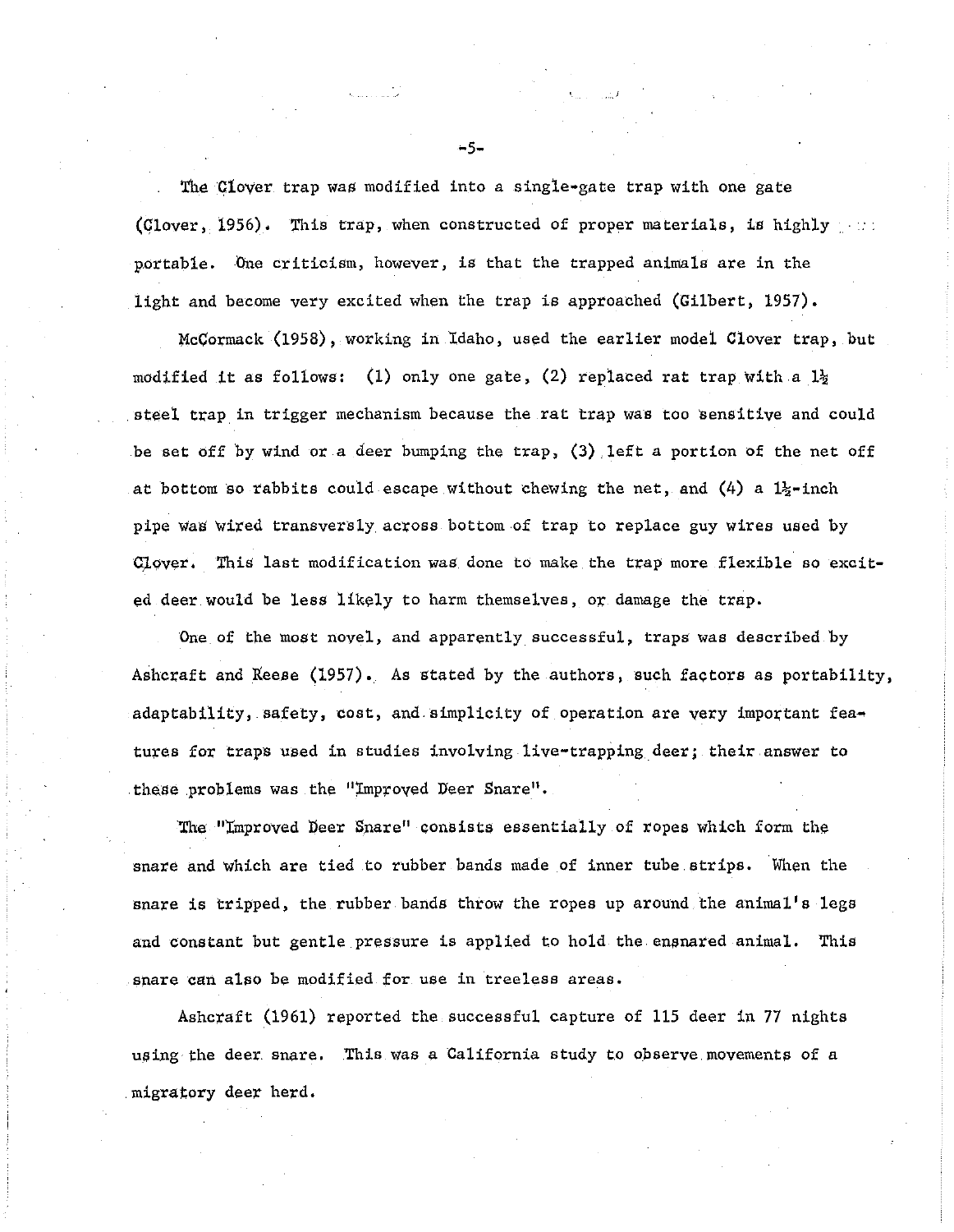The Clover trap was modified into a single-gate trap with one gate (Clover, 1956). This trap, when constructed of proper materials, is highly portable. One criticism, however, is that the trapped animals are in the light and become very excited when the trap is approached (Gilbert, 1957).

McCormack (1958), working in Idaho, used the earlier model Clover trap, but modified it as follows: (1) only one gate, (2) replaced rat trap with a 1½ steel trap in trigger mechanism because the rat trap was too sensitive and could be set off by wind or a deer bumping the trap, (3) left a portion of the net off at bottom so rabbits could escape without chewing the net, and (4) a 1½-inch pipe was wired transversly across bottom of trap to replace guy wires used by Clover. This last modification was done to make the trap more flexible so excited deer would be less likely to harm themselves, or damage the trap.

One of the most novel, and apparently successful, traps was described by Ashcraft and Reese (1957). As stated by the authors, such factors as portability, adaptability, safety, cost, and simplicity of operation are very important features for traps used in studies involving live-trapping deer; their answer to these problems was the "Improved Deer Snare".

The "Improved Deer Snare" consists essentially of ropes which form the snare and which are tied to rubber bands made of inner tube strips. When the snare is tripped, the rubber bands throw the ropes up around the animal's legs and constant but gentle pressure is applied to hold the ensnared animal. This snare can also be modified for use in treeless areas.

Ashcraft (1961) reported the successful capture of 115 deer in 77 nights using the deer snare. This was a California study to observe movements of a migratory deer herd.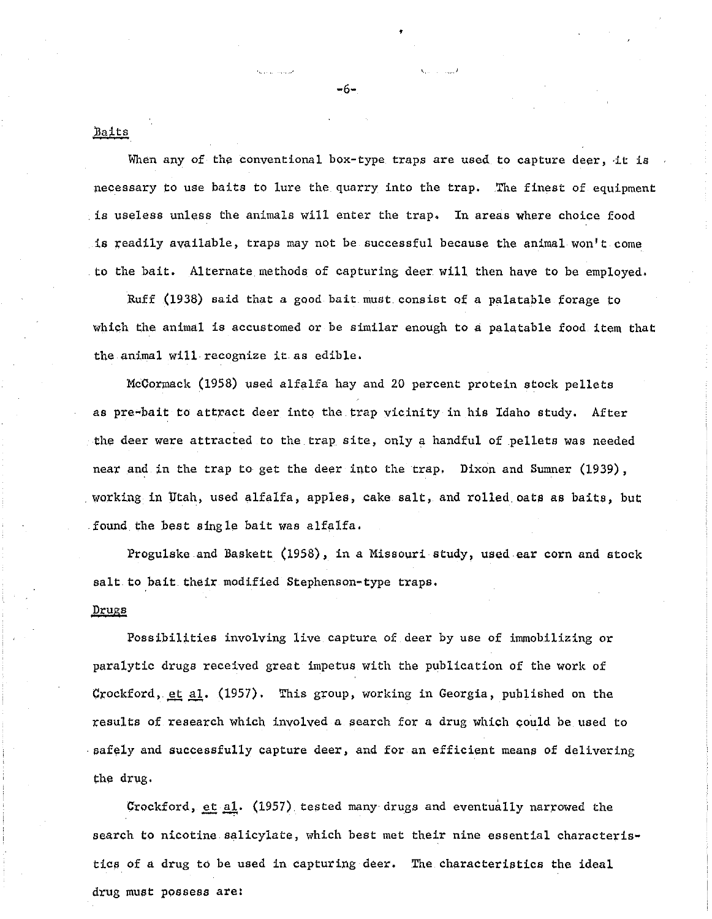## Baits

When any of the conventional box-type traps are used to capture deer, it is necessary to use baits to lure the quarry into the trap. The finest of equipment is useless unless the animals will enter the trap. In areas where choice food is readily available, traps may not be successful because the animal won't come to the bait. Alternate methods of capturing deer will then have to be employed.

Ruff (1938) said that a good bait must consist of a palatable forage to which the animal is accustomed or be similar enough to a palatable food item that the animal will recognize it as edible.

McCormack (1958) used alfalfa hay and 20 percent protein stock pellets as pre-bait to attract deer into the trap vicinity in his Idaho study. After the deer were attracted to the trap site, only a handful of pellets was needed near and in the trap to get the deer into the trap. Dixon and Sumner (1939), working in Utah, used alfalfa, apples, cake salt, and rolled oats as baits, but found the best single bait was alfalfa.

Progulske and Baskett (1958), in a Missouri study, used ear corn and stock salt to bait their modified Stephenson-type traps.

## Drugs

Possibilities involving live capture of deer by use of immobilizing or paralytic drugs received great impetus with the publication of the work of Crockford, *et al*. (1957). This group, working in Georgia, published on the results of research which involved a search for a drug which could be used to safely and successfully capture deer, and for an efficient means of delivering the drug.

Crockford, *et al*. (1957) tested many drugs and eventually narrowed the search to nicotine salicylate, which best met their nine essential characteristics of a drug to be used in capturing deer. The characteristics the ideal drug must possess are: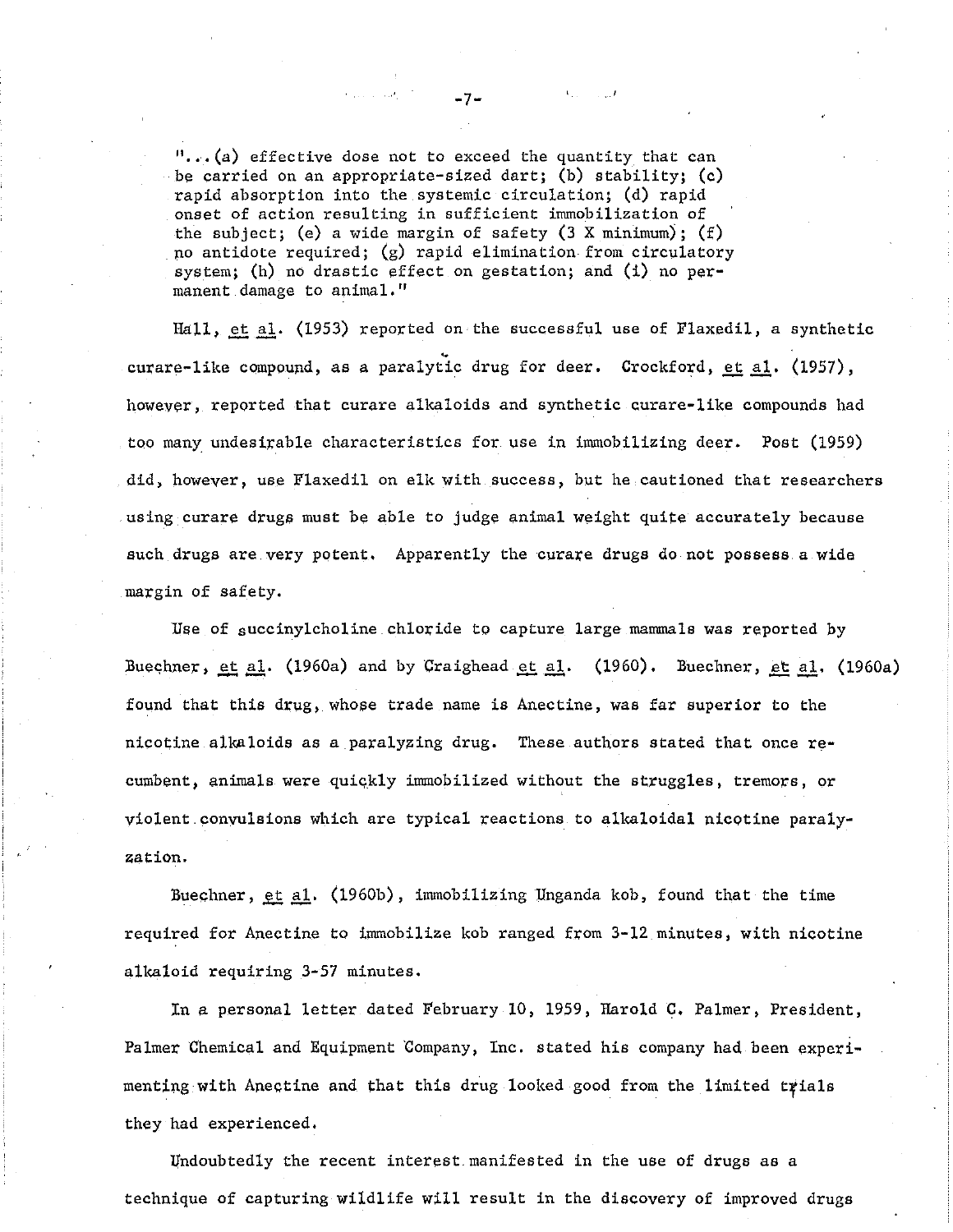"...(a) effective dose not to exceed the quantity that can be carried on an appropriate-sized dart; (b) stability; (c) rapid absorption into the systemic circulation; (d) rapid onset of action resulting in sufficient immobilization of the subject; (e) a wide margin of safety (3 X minimum); (f) no antidote required; (g) rapid elimination from circulatory system; (h) no drastic effect on gestation; and (i) no permanent damage to animal."

Hall, et al. (1953) reported on the successful use of Flaxedil, a synthetic curare-like compound, as a paralytic drug for deer. Crockford, et al. (1957), however, reported that curare alkaloids and synthetic curare-like compounds had too many undesirable characteristics for use in immobilizing deer. Post (1959) did, however, use Flaxedil on elk with success, but he cautioned that researchers using curare drugs must be able to judge animal weight quite accurately because such drugs are very potent. Apparently the curare drugs do not possess a wide margin of safety.

Use of succinylcholine chloride to capture large mammals was reported by Buechner, et al. (1960a) and by Craighead et al. (1960). Buechner, et al. (1960a) found that this drug, whose trade name is Anectine, was far superior to the nicotine alkaloids as a paralyzing drug. These authors stated that once recumbent, animals were quickly immobilized without the struggles, tremors, or violent convulsions which are typical reactions to alkaloidal nicotine paralyzation.

Buechner, et al. (1960b), immobilizing Unganda kob, found that the time required for Anectine to immobilize kob ranged from 3-12 minutes, with nicotine alkaloid requiring 3-57 minutes.

In a personal letter dated February 10, 1959, Harold C. Palmer, President, Palmer Chemical and Equipment Company, Inc. stated his company had been experimenting with Anectine and that this drug looked good from the limited trials they had experienced.

Undoubtedly the recent interest manifested in the use of drugs as a technique of capturing wildlife will result in the discovery of improved drugs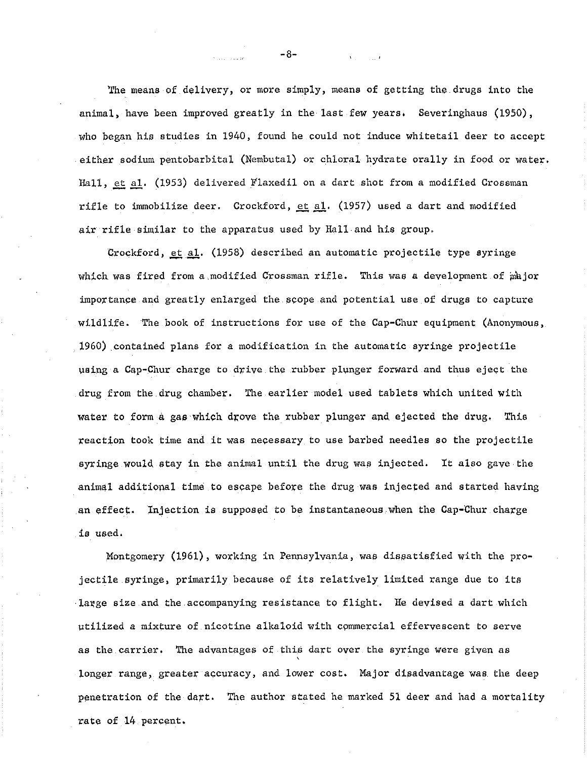The means of delivery, or more simply, means of getting the drugs into the animal, have been improved greatly in the last few years. Severinghaus (1950), who began his studies in 1940, found he could not induce whitetail deer to accept either sodium pentobarbital (Nembutal) or chloral hydrate orally in food or water. Hall, *et al.* (1953) delivered Flaxedil on a dart shot from a modified Crossman rifle to immobilize deer. Crockford, *et al.* (1957) used a dart and modified air rifle similar to the apparatus used by Hall and his group.

Crockford, *et al.* (1958) described an automatic projectile type syringe which was fired from a modified Crossman rifle. This was a development of major importance and greatly enlarged the scope and potential use of drugs to capture wildlife. The book of instructions for use of the Cap-Chur equipment (Anonymous, 1960) contained plans for a modification in the automatic syringe projectile using a Cap-Chur charge to drive the rubber plunger forward and thus eject the drug from the drug chamber. The earlier model used tablets which united with water to form a gas which drove the rubber plunger and ejected the drug. This reaction took time and it was necessary to use barbed needles so the projectile syringe would stay in the animal until the drug was injected. It also gave the animal additional time to escape before the drug was injected and started having an effect. Injection is supposed to be instantaneous when the Cap-Chur charge is used.

Montgomery (1961), working in Pennsylvania, was dissatisfied with the projectile syringe, primarily because of its relatively limited range due to its large size and the accompanying resistance to flight. He devised a dart which utilized a mixture of nicotine alkaloid with commercial effervescent to serve as the carrier. The advantages of this dart over the syringe were given as longer range, greater accuracy, and lower cost. Major disadvantage was the deep penetration of the dart. The author stated he marked 51 deer and had a mortality rate of 14 percent.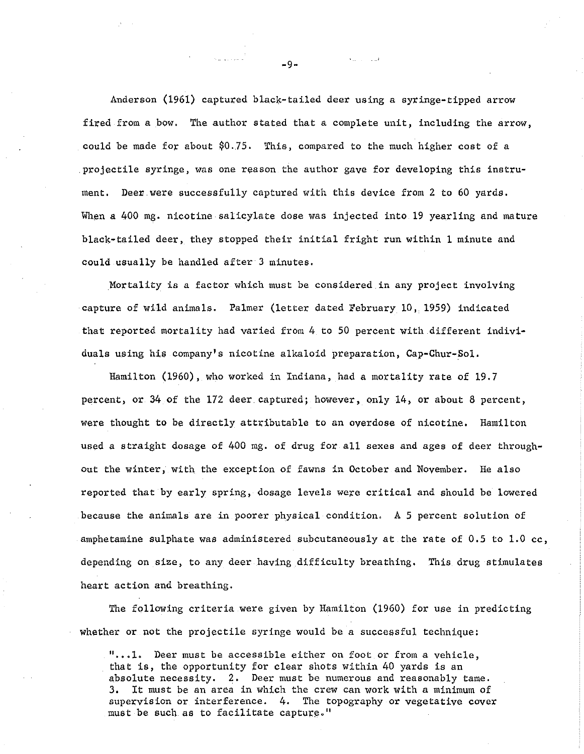Anderson (1961) captured black-tailed deer using a syringe-tipped arrow fired from a bow. The author stated that a complete unit, including the arrow, could be made for about $0.75. This, compared to the much higher cost of a projectile syringe, was one reason the author gave for developing this instrument. Deer were successfully captured with this device from 2 to 60 yards. When a 400 mg. nicotine salicylate dose was injected into 19 yearling and mature black-tailed deer, they stopped their initial fright run within 1 minute and could usually be handled after 3 minutes.

Mortality is a factor which must be considered in any project involving capture of wild animals. Palmer (letter dated February 10, 1959) indicated that reported mortality had varied from 4 to 50 percent with different individuals using his company's nicotine alkaloid preparation, Cap-Chur-Sol.

Hamilton (1960), who worked in Indiana, had a mortality rate of 19.7 percent, or 34 of the 172 deer captured; however, only 14, or about 8 percent, were thought to be directly attributable to an overdose of nicotine. Hamilton used a straight dosage of 400 mg. of drug for all sexes and ages of deer throughout the winter, with the exception of fawns in October and November. He also reported that by early spring, dosage levels were critical and should be lowered because the animals are in poorer physical condition. A 5 percent solution of amphetamine sulphate was administered subcutaneously at the rate of 0.5 to 1.0 cc, depending on size, to any deer having difficulty breathing. This drug stimulates heart action and breathing.

The following criteria were given by Hamilton (1960) for use in predicting whether or not the projectile syringe would be a successful technique:

> "...1. Deer must be accessible either on foot or from a vehicle, that is, the opportunity for clear shots within 40 yards is an absolute necessity. 2. Deer must be numerous and reasonably tame. 3. It must be an area in which the crew can work with a minimum of supervision or interference. 4. The topography or vegetative cover must be such as to facilitate capture."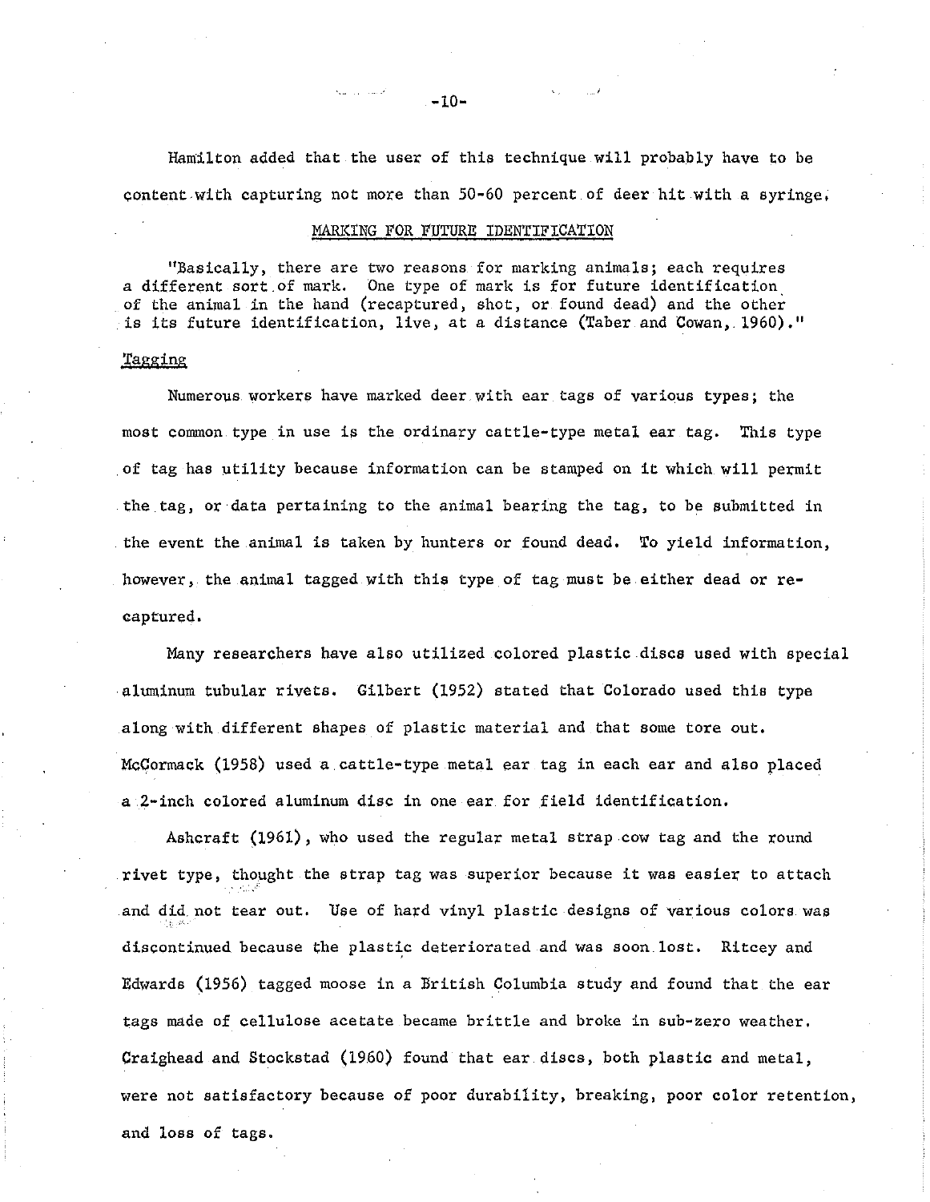Hamilton added that the user of this technique will probably have to be content with capturing not more than 50-60 percent of deer hit with a syringe.

## MARKING FOR FUTURE IDENTIFICATION

"Basically, there are two reasons for marking animals; each requires a different sort of mark. One type of mark is for future identification of the animal in the hand (recaptured, shot, or found dead) and the other is its future identification, live, at a distance (Taber and Cowan, 1960)."

### Tagging

Numerous workers have marked deer with ear tags of various types; the most common type in use is the ordinary cattle-type metal ear tag. This type of tag has utility because information can be stamped on it which will permit the tag, or data pertaining to the animal bearing the tag, to be submitted in the event the animal is taken by hunters or found dead. To yield information, however, the animal tagged with this type of tag must be either dead or recaptured.

Many researchers have also utilized colored plastic discs used with special aluminum tubular rivets. Gilbert (1952) stated that Colorado used this type along with different shapes of plastic material and that some tore out. McCormack (1958) used a cattle-type metal ear tag in each ear and also placed a 2-inch colored aluminum disc in one ear for field identification.

Ashcraft (1961), who used the regular metal strap cow tag and the round rivet type, thought the strap tag was superior because it was easier to attach and did not tear out. Use of hard vinyl plastic designs of various colors was discontinued because the plastic deteriorated and was soon lost. Ritcey and Edwards (1956) tagged moose in a British Columbia study and found that the ear tags made of cellulose acetate became brittle and broke in sub-zero weather. Craighead and Stockstad (1960) found that ear discs, both plastic and metal, were not satisfactory because of poor durability, breaking, poor color retention, and loss of tags.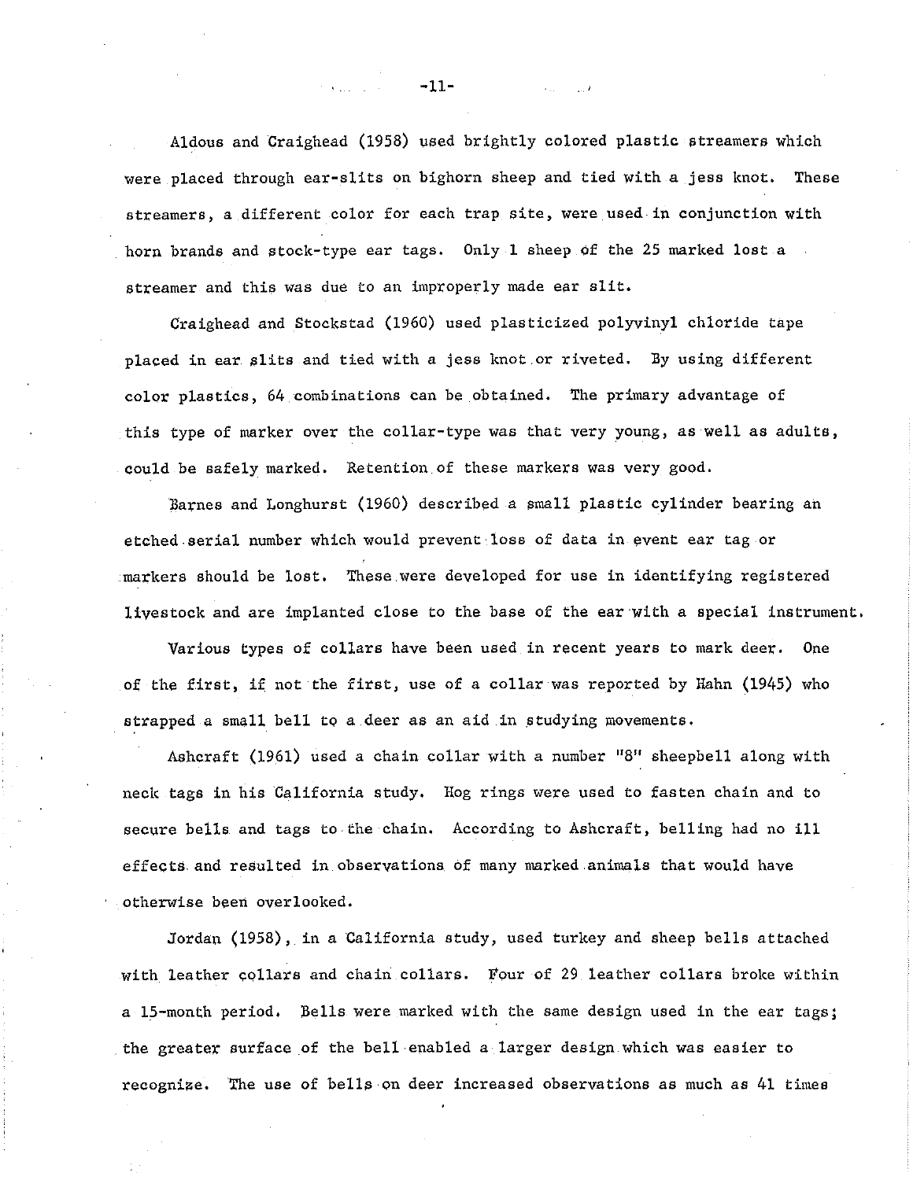Aldous and Craighead (1958) used brightly colored plastic streamers which were placed through ear-slits on bighorn sheep and tied with a jess knot. These streamers, a different color for each trap site, were used in conjunction with horn brands and stock-type ear tags. Only 1 sheep of the 25 marked lost a streamer and this was due to an improperly made ear slit.

Craighead and Stockstad (1960) used plasticized polyvinyl chloride tape placed in ear slits and tied with a jess knot or riveted. By using different color plastics, 64 combinations can be obtained. The primary advantage of this type of marker over the collar-type was that very young, as well as adults, could be safely marked. Retention of these markers was very good.

Barnes and Longhurst (1960) described a small plastic cylinder bearing an etched serial number which would prevent loss of data in event ear tag or markers should be lost. These were developed for use in identifying registered livestock and are implanted close to the base of the ear with a special instrument.

Various types of collars have been used in recent years to mark deer. One of the first, if not the first, use of a collar was reported by Hahn (1945) who strapped a small bell to a deer as an aid in studying movements.

Ashcraft (1961) used a chain collar with a number "8" sheepbell along with neck tags in his California study. Hog rings were used to fasten chain and to secure bells and tags to the chain. According to Ashcraft, belling had no ill effects and resulted in observations of many marked animals that would have otherwise been overlooked.

Jordan (1958), in a California study, used turkey and sheep bells attached with leather collars and chain collars. Four of 29 leather collars broke within a 15-month period. Bells were marked with the same design used in the ear tags; the greater surface of the bell enabled a larger design which was easier to recognize. The use of bells on deer increased observations as much as 41 times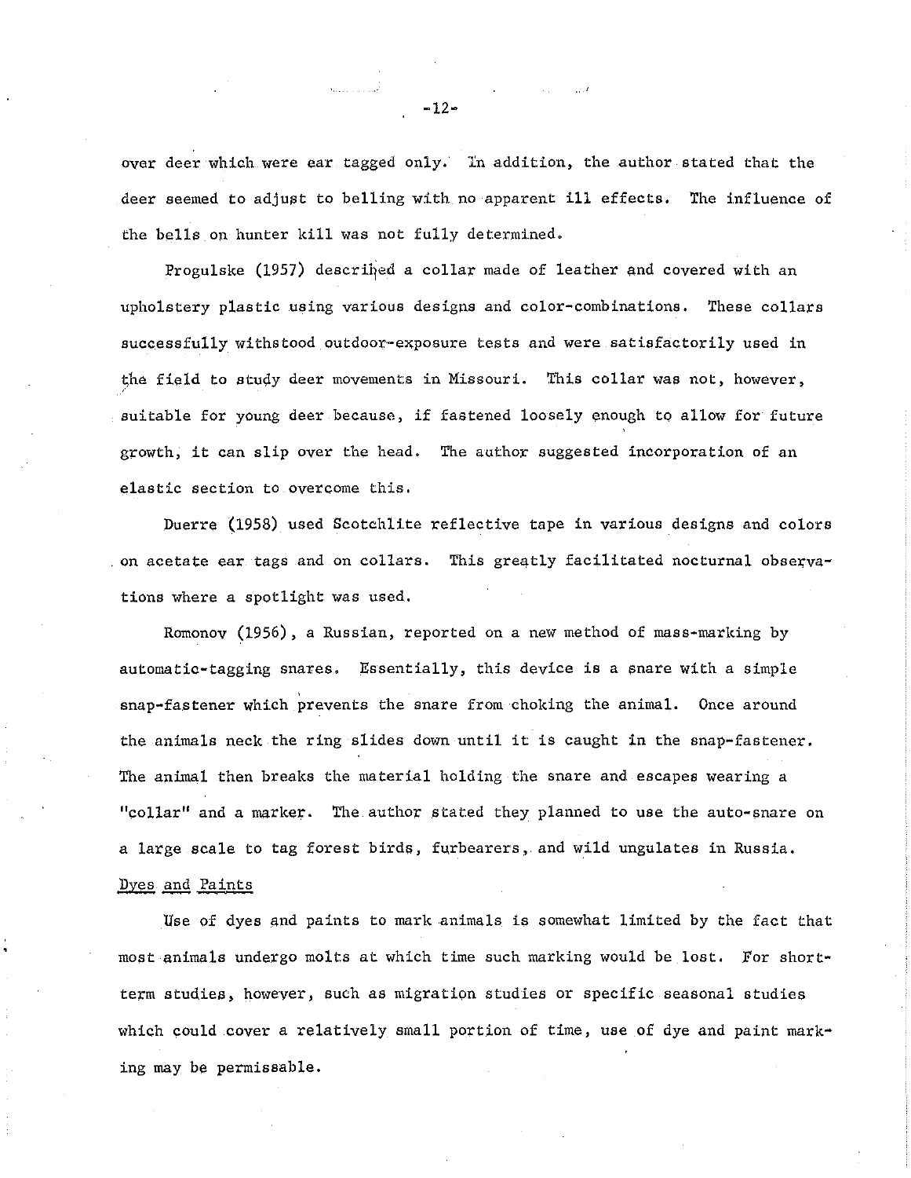over deer which were ear tagged only. In addition, the author stated that the deer seemed to adjust to belling with no apparent ill effects. The influence of the bells on hunter kill was not fully determined.

Progulske (1957) described a collar made of leather and covered with an upholstery plastic using various designs and color-combinations. These collars successfully withstood outdoor-exposure tests and were satisfactorily used in the field to study deer movements in Missouri. This collar was not, however, suitable for young deer because, if fastened loosely enough to allow for future growth, it can slip over the head. The author suggested incorporation of an elastic section to overcome this.

Duerre (1958) used Scotchlite reflective tape in various designs and colors on acetate ear tags and on collars. This greatly facilitated nocturnal observations where a spotlight was used.

Romonov (1956), a Russian, reported on a new method of mass-marking by automatic-tagging snares. Essentially, this device is a snare with a simple snap-fastener which prevents the snare from choking the animal. Once around the animals neck the ring slides down until it is caught in the snap-fastener. The animal then breaks the material holding the snare and escapes wearing a "collar" and a marker. The author stated they planned to use the auto-snare on a large scale to tag forest birds, furbearers, and wild ungulates in Russia.

Dyes and Paints

Use of dyes and paints to mark animals is somewhat limited by the fact that most animals undergo molts at which time such marking would be lost. For short-term studies, however, such as migration studies or specific seasonal studies which could cover a relatively small portion of time, use of dye and paint marking may be permissable.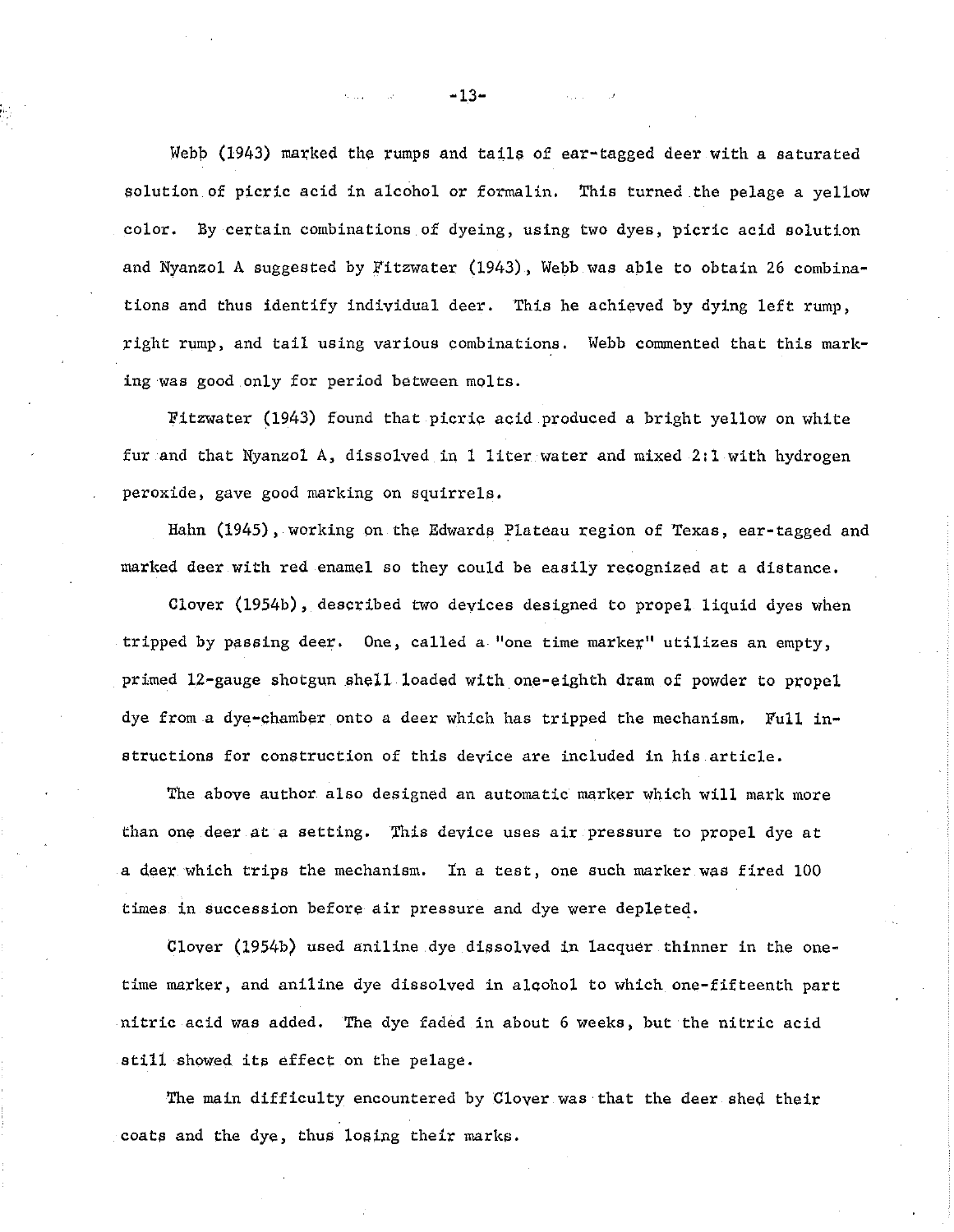Webb (1943) marked the rumps and tails of ear-tagged deer with a saturated solution of picric acid in alcohol or formalin. This turned the pelage a yellow color. By certain combinations of dyeing, using two dyes, picric acid solution and Nyanzol A suggested by Fitzwater (1943), Webb was able to obtain 26 combinations and thus identify individual deer. This he achieved by dying left rump, right rump, and tail using various combinations. Webb commented that this marking was good only for period between molts.

Fitzwater (1943) found that picric acid produced a bright yellow on white fur and that Nyanzol A, dissolved in 1 liter water and mixed 2:1 with hydrogen peroxide, gave good marking on squirrels.

Hahn (1945), working on the Edwards Plateau region of Texas, ear-tagged and marked deer with red enamel so they could be easily recognized at a distance.

Clover (1954b), described two devices designed to propel liquid dyes when tripped by passing deer. One, called a "one time marker" utilizes an empty, primed 12-gauge shotgun shell loaded with one-eighth dram of powder to propel dye from a dye-chamber onto a deer which has tripped the mechanism. Full instructions for construction of this device are included in his article.

The above author also designed an automatic marker which will mark more than one deer at a setting. This device uses air pressure to propel dye at a deer which trips the mechanism. In a test, one such marker was fired 100 times in succession before air pressure and dye were depleted.

Clover (1954b) used aniline dye dissolved in lacquer thinner in the one-time marker, and aniline dye dissolved in alcohol to which one-fifteenth part nitric acid was added. The dye faded in about 6 weeks, but the nitric acid still showed its effect on the pelage.

The main difficulty encountered by Clover was that the deer shed their coats and the dye, thus losing their marks.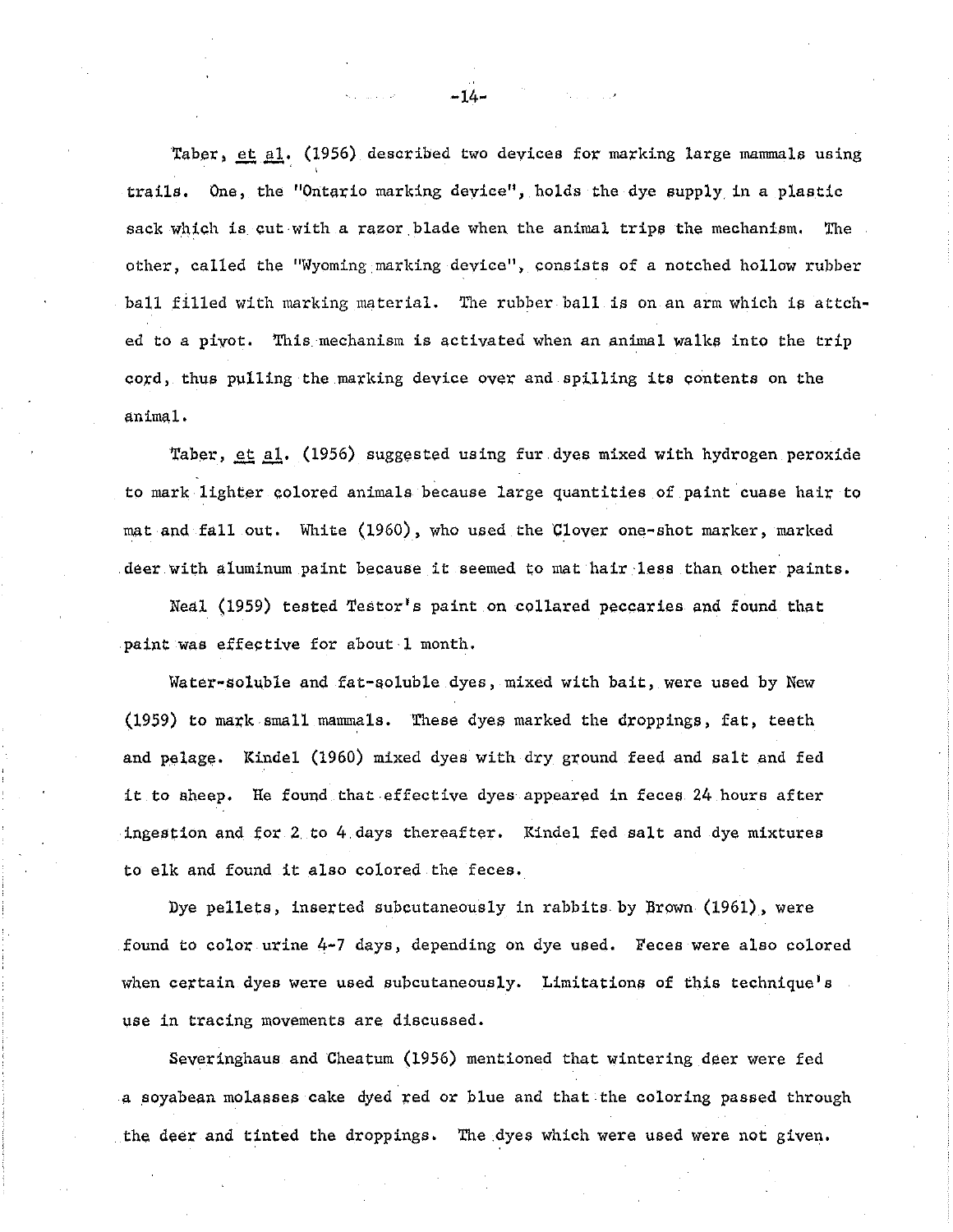Taber, et al. (1956) described two devices for marking large mammals using trails. One, the "Ontario marking device", holds the dye supply in a plastic sack which is cut with a razor blade when the animal trips the mechanism. The other, called the "Wyoming marking device", consists of a notched hollow rubber ball filled with marking material. The rubber ball is on an arm which is attched to a pivot. This mechanism is activated when an animal walks into the trip cord, thus pulling the marking device over and spilling its contents on the animal.

Taber, et al. (1956) suggested using fur dyes mixed with hydrogen peroxide to mark lighter colored animals because large quantities of paint cuase hair to mat and fall out. White (1960), who used the Clover one-shot marker, marked deer with aluminum paint because it seemed to mat hair less than other paints.

Neal (1959) tested Testor's paint on collared peccaries and found that paint was effective for about 1 month.

Water-soluble and fat-soluble dyes, mixed with bait, were used by New (1959) to mark small mammals. These dyes marked the droppings, fat, teeth and pelage. Kindel (1960) mixed dyes with dry ground feed and salt and fed it to sheep. He found that effective dyes appeared in feces 24 hours after ingestion and for 2 to 4 days thereafter. Kindel fed salt and dye mixtures to elk and found it also colored the feces.

Dye pellets, inserted subcutaneously in rabbits by Brown (1961), were found to color urine 4-7 days, depending on dye used. Feces were also colored when certain dyes were used subcutaneously. Limitations of this technique's use in tracing movements are discussed.

Severinghaus and Cheatum (1956) mentioned that wintering deer were fed a soyabean molasses cake dyed red or blue and that the coloring passed through the deer and tinted the droppings. The dyes which were used were not given.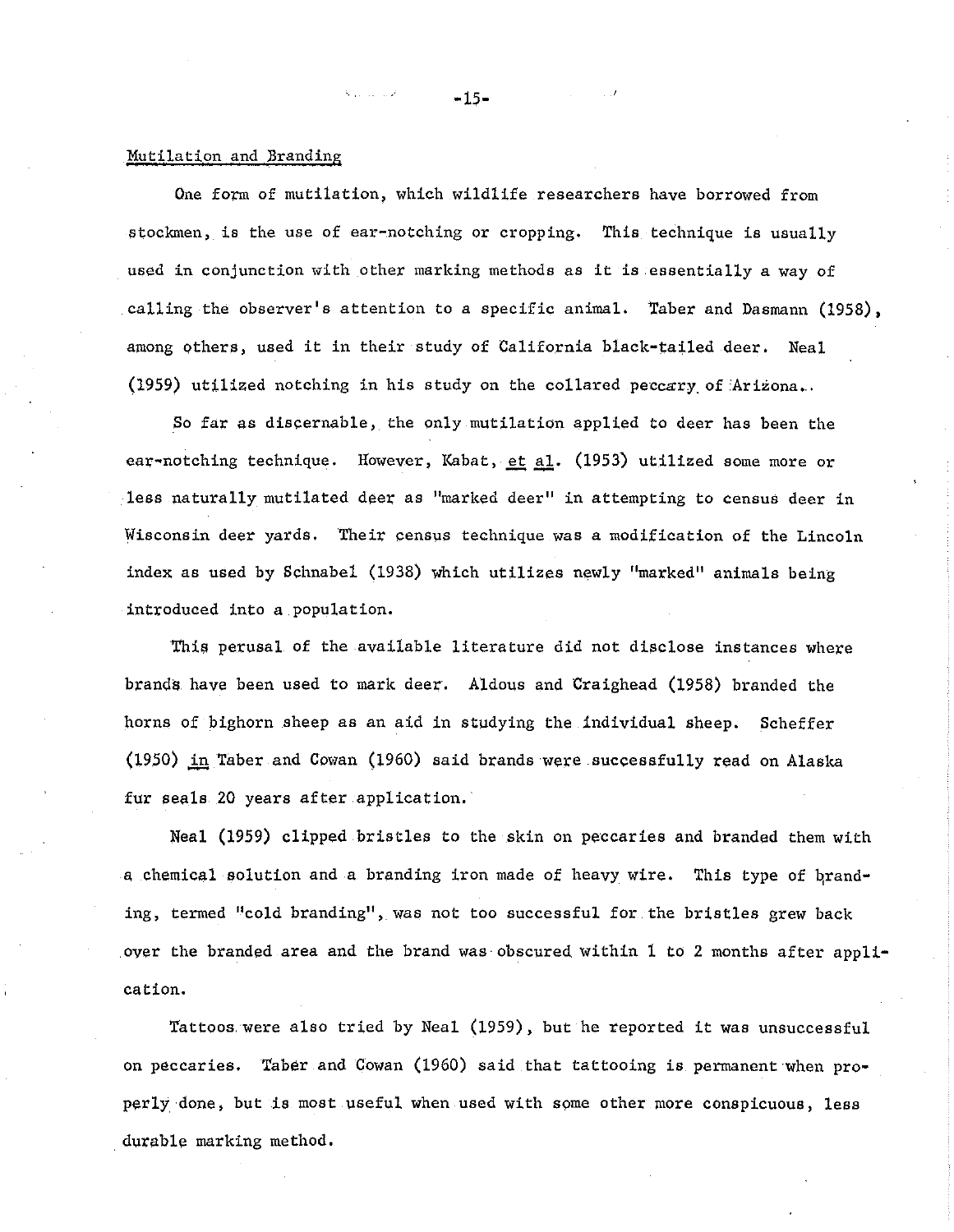## Mutilation and Branding

One form of mutilation, which wildlife researchers have borrowed from stockmen, is the use of ear-notching or cropping. This technique is usually used in conjunction with other marking methods as it is essentially a way of calling the observer's attention to a specific animal. Taber and Dasmann (1958), among others, used it in their study of California black-tailed deer. Neal (1959) utilized notching in his study on the collared peccary of Arizona..

So far as discernable, the only mutilation applied to deer has been the ear-notching technique. However, Kabat, *et al*. (1953) utilized some more or less naturally mutilated deer as "marked deer" in attempting to census deer in Wisconsin deer yards. Their census technique was a modification of the Lincoln index as used by Schnabel (1938) which utilizes newly "marked" animals being introduced into a population.

This perusal of the available literature did not disclose instances where brands have been used to mark deer. Aldous and Craighead (1958) branded the horns of bighorn sheep as an aid in studying the individual sheep. Scheffer (1950) *in* Taber and Cowan (1960) said brands were successfully read on Alaska fur seals 20 years after application.

Neal (1959) clipped bristles to the skin on peccaries and branded them with a chemical solution and a branding iron made of heavy wire. This type of branding, termed "cold branding", was not too successful for the bristles grew back over the branded area and the brand was obscured within 1 to 2 months after application.

Tattoos were also tried by Neal (1959), but he reported it was unsuccessful on peccaries. Taber and Cowan (1960) said that tattooing is permanent when properly done, but is most useful when used with some other more conspicuous, less durable marking method.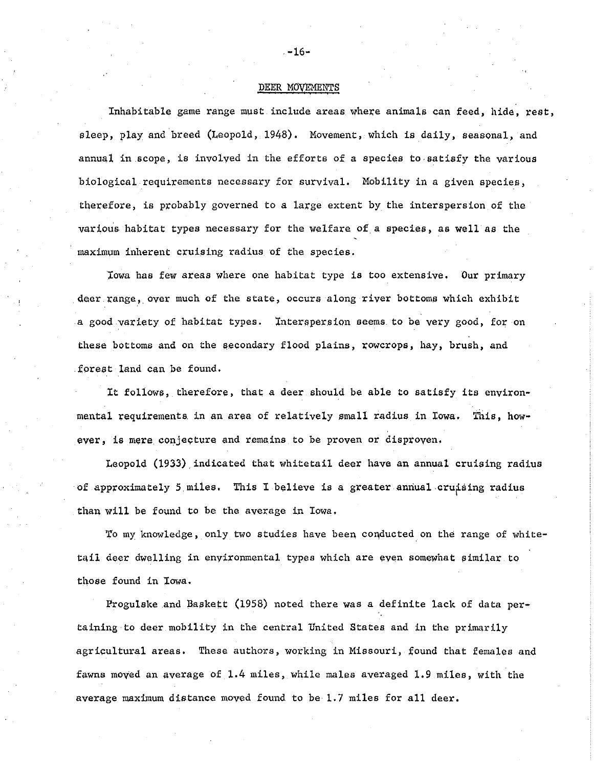## DEER MOVEMENTS

Inhabitable game range must include areas where animals can feed, hide, rest, sleep, play and breed (Leopold, 1948). Movement, which is daily, seasonal, and annual in scope, is involved in the efforts of a species to satisfy the various biological requirements necessary for survival. Mobility in a given species, therefore, is probably governed to a large extent by the interspersion of the various habitat types necessary for the welfare of a species, as well as the maximum inherent cruising radius of the species.

Iowa has few areas where one habitat type is too extensive. Our primary deer range, over much of the state, occurs along river bottoms which exhibit a good variety of habitat types. Interspersion seems to be very good, for on these bottoms and on the secondary flood plains, rowcrops, hay, brush, and forest land can be found.

It follows, therefore, that a deer should be able to satisfy its environmental requirements in an area of relatively small radius in Iowa. This, however, is mere conjecture and remains to be proven or disproven.

Leopold (1933) indicated that whitetail deer have an annual cruising radius of approximately 5 miles. This I believe is a greater annual cruising radius than will be found to be the average in Iowa.

To my knowledge, only two studies have been conducted on the range of whitetail deer dwelling in environmental types which are even somewhat similar to those found in Iowa.

Progulske and Baskett (1958) noted there was a definite lack of data pertaining to deer mobility in the central United States and in the primarily agricultural areas. These authors, working in Missouri, found that females and fawns moved an average of 1.4 miles, while males averaged 1.9 miles, with the average maximum distance moved found to be 1.7 miles for all deer.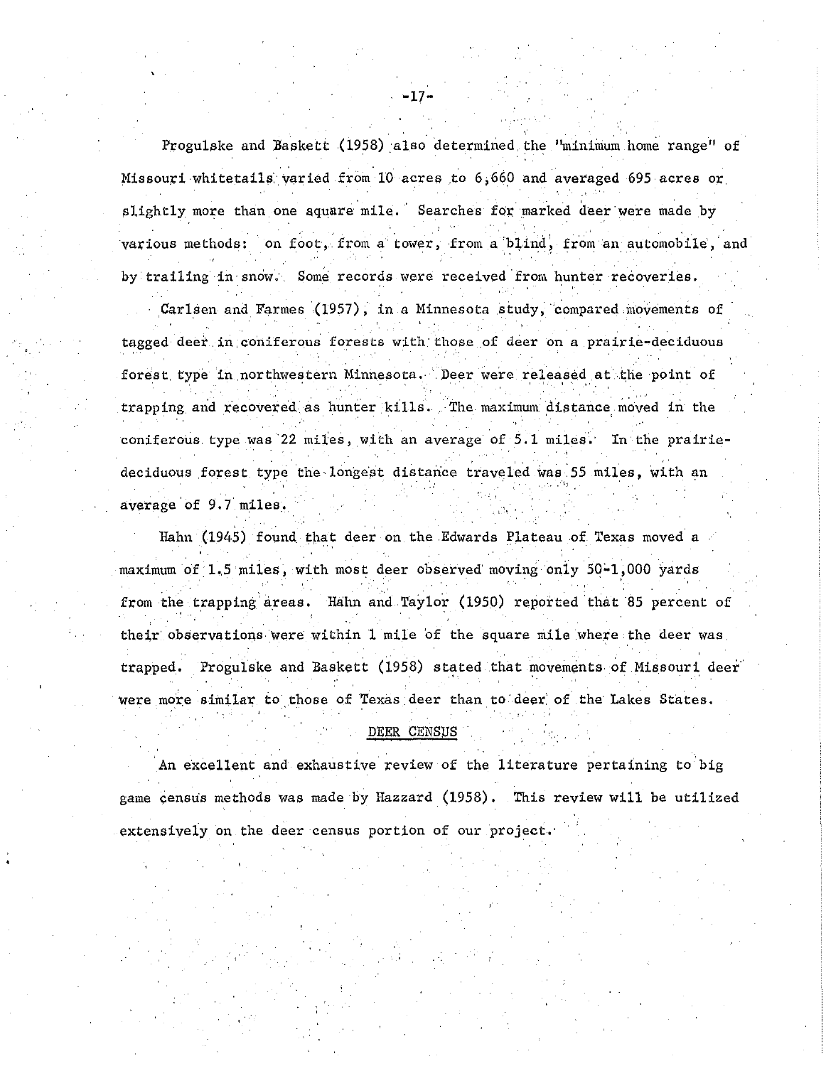Progulske and Baskett (1958) also determined the "minimum home range" of Missouri whitetails varied from 10 acres to 6,660 and averaged 695 acres or slightly more than one square mile. Searches for marked deer were made by various methods: on foot, from a tower, from a blind, from an automobile, and by trailing in snow. Some records were received from hunter recoveries.

Carlsen and Farmes (1957), in a Minnesota study, compared movements of tagged deer in coniferous forests with those of deer on a prairie-deciduous forest type in northwestern Minnesota. Deer were released at the point of trapping and recovered as hunter kills. The maximum distance moved in the coniferous type was 22 miles, with an average of 5.1 miles. In the prairie-deciduous forest type the longest distance traveled was 55 miles, with an average of 9.7 miles.

Hahn (1945) found that deer on the Edwards Plateau of Texas moved a maximum of 1.5 miles, with most deer observed moving only 50-1,000 yards from the trapping areas. Hahn and Taylor (1950) reported that 85 percent of their observations were within 1 mile of the square mile where the deer was trapped. Progulske and Baskett (1958) stated that movements of Missouri deer were more similar to those of Texas deer than to deer of the Lakes States.

## DEER CENSUS

An excellent and exhaustive review of the literature pertaining to big game census methods was made by Hazzard (1958). This review will be utilized extensively on the deer census portion of our project.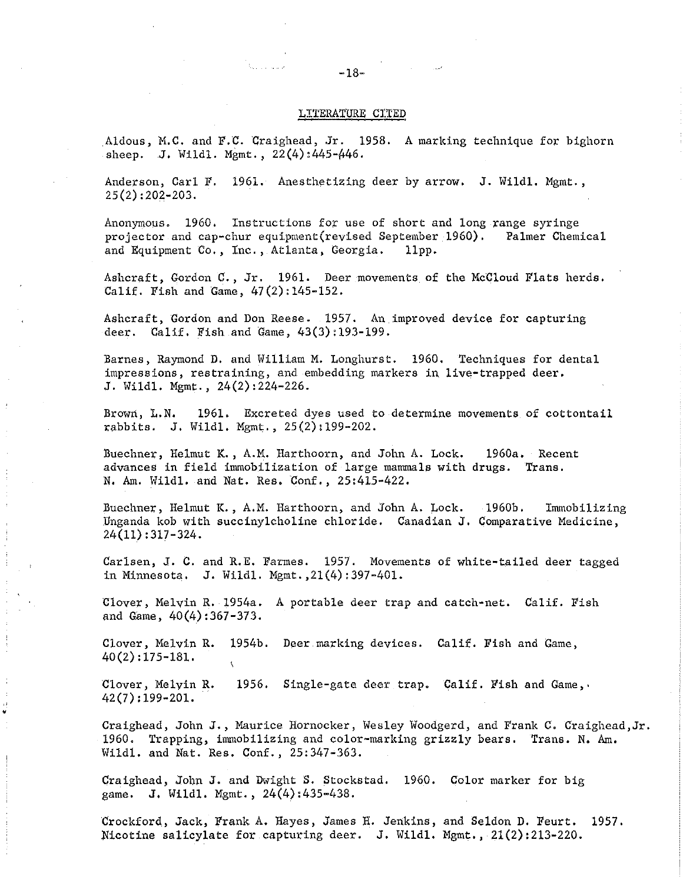## LITERATURE CITED

Aldous, M.C. and F.C. Craighead, Jr. 1958. A marking technique for bighorn sheep. J. Wildl. Mgmt., 22(4):445-446.

Anderson, Carl F. 1961. Anesthetizing deer by arrow. J. Wildl. Mgmt., 25(2):202-203.

Anonymous. 1960. Instructions for use of short and long range syringe projector and cap-chur equipment(revised September 1960). Palmer Chemical and Equipment Co., Inc., Atlanta, Georgia. 11pp.

Ashcraft, Gordon C., Jr. 1961. Deer movements of the McCloud Flats herds. Calif. Fish and Game, 47(2):145-152.

Ashcraft, Gordon and Don Reese. 1957. An improved device for capturing deer. Calif. Fish and Game, 43(3):193-199.

Barnes, Raymond D. and William M. Longhurst. 1960. Techniques for dental impressions, restraining, and embedding markers in live-trapped deer. J. Wildl. Mgmt., 24(2):224-226.

Brown, L.N. 1961. Excreted dyes used to determine movements of cottontail rabbits. J. Wildl. Mgmt., 25(2):199-202.

Buechner, Helmut K., A.M. Harthoorn, and John A. Lock. 1960a. Recent advances in field immobilization of large mammals with drugs. Trans. N. Am. Wildl. and Nat. Res. Conf., 25:415-422.

Buechner, Helmut K., A.M. Harthoorn, and John A. Lock. 1960b. Immobilizing Unganda kob with succinylcholine chloride. Canadian J. Comparative Medicine, 24(11):317-324.

Carlsen, J. C. and R.E. Farmes. 1957. Movements of white-tailed deer tagged in Minnesota. J. Wildl. Mgmt.,21(4):397-401.

Clover, Melvin R. 1954a. A portable deer trap and catch-net. Calif. Fish and Game, 40(4):367-373.

Clover, Melvin R. 1954b. Deer marking devices. Calif. Fish and Game, 40(2):175-181.

Clover, Melvin R. 1956. Single-gate deer trap. Calif. Fish and Game, 42(7):199-201.

Craighead, John J., Maurice Hornocker, Wesley Woodgerd, and Frank C. Craighead,Jr. 1960. Trapping, immobilizing and color-marking grizzly bears. Trans. N. Am. Wildl. and Nat. Res. Conf., 25:347-363.

Craighead, John J. and Dwight S. Stockstad. 1960. Color marker for big game. J. Wildl. Mgmt., 24(4):435-438.

Crockford, Jack, Frank A. Hayes, James H. Jenkins, and Seldon D. Feurt. 1957. Nicotine salicylate for capturing deer. J. Wildl. Mgmt., 21(2):213-220.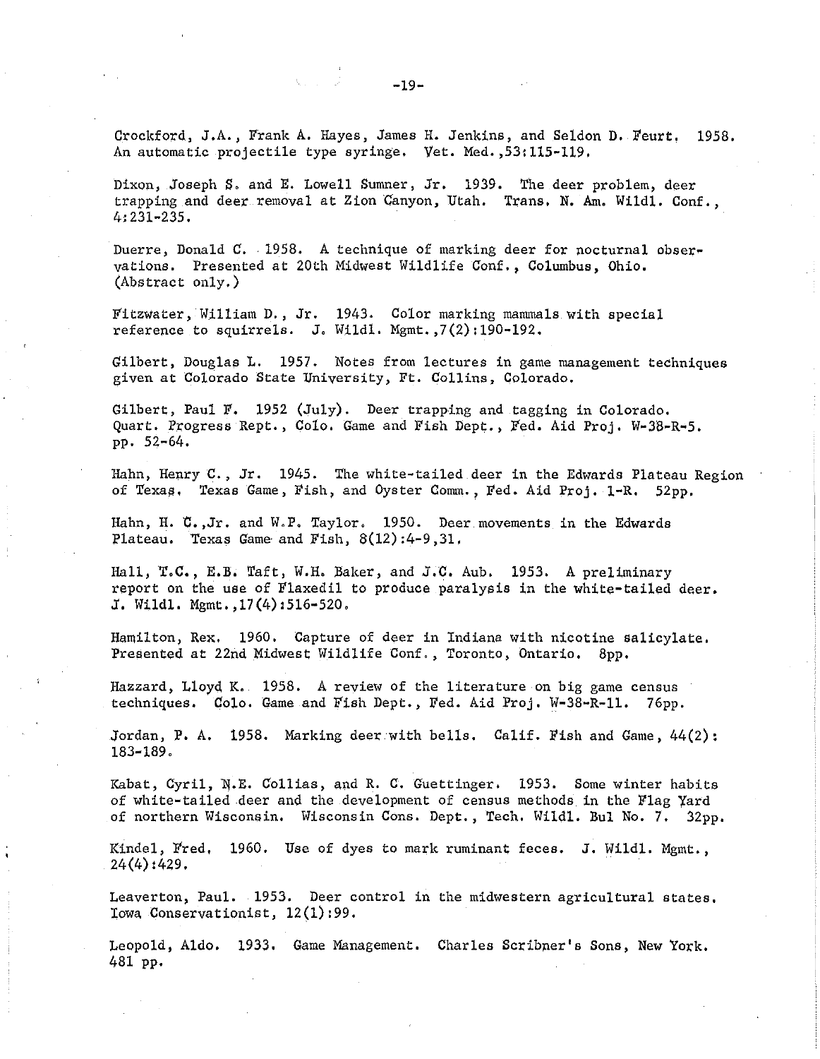Crockford, J.A., Frank A. Hayes, James H. Jenkins, and Seldon D. Feurt. 1958. An automatic projectile type syringe. Vet. Med.,53:115-119.

Dixon, Joseph S. and E. Lowell Sumner, Jr. 1939. The deer problem, deer trapping and deer removal at Zion Canyon, Utah. Trans. N. Am. Wildl. Conf., 4:231-235.

Duerre, Donald C. 1958. A technique of marking deer for nocturnal observations. Presented at 20th Midwest Wildlife Conf., Columbus, Ohio. (Abstract only.)

Fitzwater, William D., Jr. 1943. Color marking mammals with special reference to squirrels. J. Wildl. Mgmt.,7(2):190-192.

Gilbert, Douglas L. 1957. Notes from lectures in game management techniques given at Colorado State University, Ft. Collins, Colorado.

Gilbert, Paul F. 1952 (July). Deer trapping and tagging in Colorado. Quart. Progress Rept., Colo. Game and Fish Dept., Fed. Aid Proj. W-38-R-5. pp. 52-64.

Hahn, Henry C., Jr. 1945. The white-tailed deer in the Edwards Plateau Region of Texas. Texas Game, Fish, and Oyster Comm., Fed. Aid Proj. 1-R. 52pp.

Hahn, H. C.,Jr. and W.P. Taylor. 1950. Deer movements in the Edwards Plateau. Texas Game and Fish, 8(12):4-9,31.

Hall, T.C., E.B. Taft, W.H. Baker, and J.C. Aub. 1953. A preliminary report on the use of Flaxedil to produce paralysis in the white-tailed deer. J. Wildl. Mgmt.,17(4):516-520.

Hamilton, Rex. 1960. Capture of deer in Indiana with nicotine salicylate. Presented at 22nd Midwest Wildlife Conf., Toronto, Ontario. 8pp.

Hazzard, Lloyd K. 1958. A review of the literature on big game census techniques. Colo. Game and Fish Dept., Fed. Aid Proj. W-38-R-11. 76pp.

Jordan, P. A. 1958. Marking deer with bells. Calif. Fish and Game, 44(2): 183-189.

Kabat, Cyril, N.E. Collias, and R. C. Guettinger. 1953. Some winter habits of white-tailed deer and the development of census methods in the Flag Yard of northern Wisconsin. Wisconsin Cons. Dept., Tech. Wildl. Bul No. 7. 32pp.

Kindel, Fred. 1960. Use of dyes to mark ruminant feces. J. Wildl. Mgmt., 24(4):429.

Leaverton, Paul. 1953. Deer control in the midwestern agricultural states. Iowa Conservationist, 12(1):99.

Leopold, Aldo. 1933. Game Management. Charles Scribner's Sons, New York. 481 pp.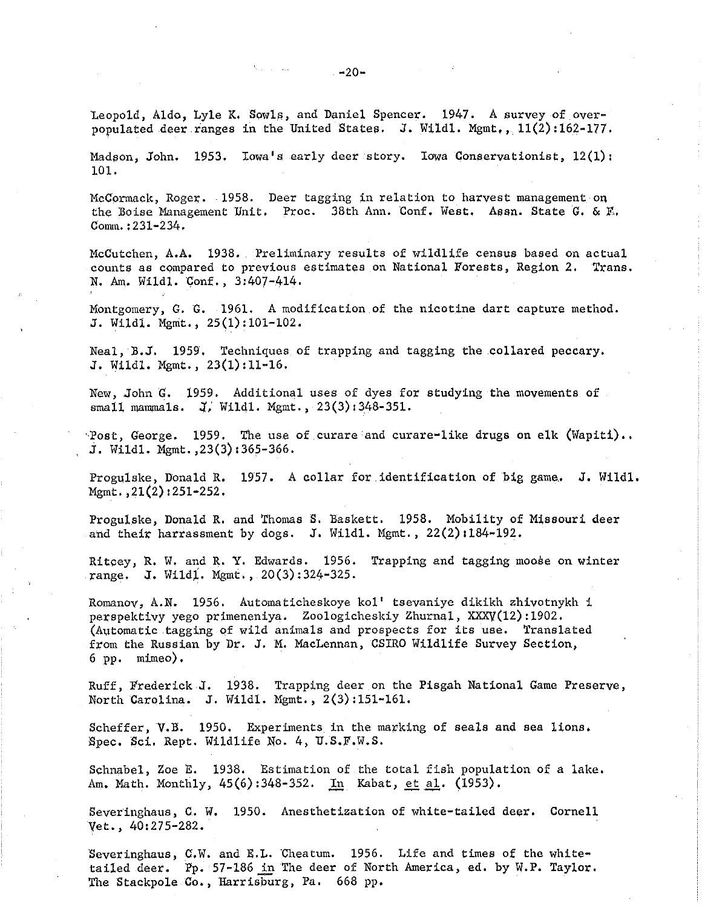Leopold, Aldo, Lyle K. Sowls, and Daniel Spencer. 1947. A survey of over-populated deer ranges in the United States. J. Wildl. Mgmt., 11(2):162-177.

Madson, John. 1953. Iowa's early deer story. Iowa Conservationist, 12(1): 101.

McCormack, Roger. 1958. Deer tagging in relation to harvest management on the Boise Management Unit. Proc. 38th Ann. Conf. West. Assn. State G. & F. Comm.:231-234.

McCutchen, A.A. 1938. Preliminary results of wildlife census based on actual counts as compared to previous estimates on National Forests, Region 2. Trans. N. Am. Wildl. Conf., 3:407-414.

Montgomery, G. G. 1961. A modification of the nicotine dart capture method. J. Wildl. Mgmt., 25(1):101-102.

Neal, B.J. 1959. Techniques of trapping and tagging the collared peccary. J. Wildl. Mgmt., 23(1):11-16.

New, John G. 1959. Additional uses of dyes for studying the movements of small mammals. J. Wildl. Mgmt., 23(3):348-351.

Post, George. 1959. The use of curare and curare-like drugs on elk (Wapiti).. J. Wildl. Mgmt.,23(3):365-366.

Progulske, Donald R. 1957. A collar for identification of big game. J. Wildl. Mgmt.,21(2):251-252.

Progulske, Donald R. and Thomas S. Baskett. 1958. Mobility of Missouri deer and their harrassment by dogs. J. Wildl. Mgmt., 22(2):184-192.

Ritcey, R. W. and R. Y. Edwards. 1956. Trapping and tagging moose on winter range. J. Wildl. Mgmt., 20(3):324-325.

Romanov, A.N. 1956. Automaticheskoye kol' tsevaniye dikikh zhivotnykh i perspektivy yego primeneniya. Zoologicheskiy Zhurnal, XXXV(12):1902. (Automatic tagging of wild animals and prospects for its use. Translated from the Russian by Dr. J. M. MacLennan, CSIRO Wildlife Survey Section, 6 pp. mimeo).

Ruff, Frederick J. 1938. Trapping deer on the Pisgah National Game Preserve, North Carolina. J. Wildl. Mgmt., 2(3):151-161.

Scheffer, V.B. 1950. Experiments in the marking of seals and sea lions. Spec. Sci. Rept. Wildlife No. 4, U.S.F.W.S.

Schnabel, Zoe E. 1938. Estimation of the total fish population of a lake. Am. Math. Monthly, 45(6):348-352. In Kabat, et al. (1953).

Severinghaus, C. W. 1950. Anesthetization of white-tailed deer. Cornell Vet., 40:275-282.

Severinghaus, C.W. and E.L. Cheatum. 1956. Life and times of the white-tailed deer. Pp. 57-186 in The deer of North America, ed. by W.P. Taylor. The Stackpole Co., Harrisburg, Pa. 668 pp.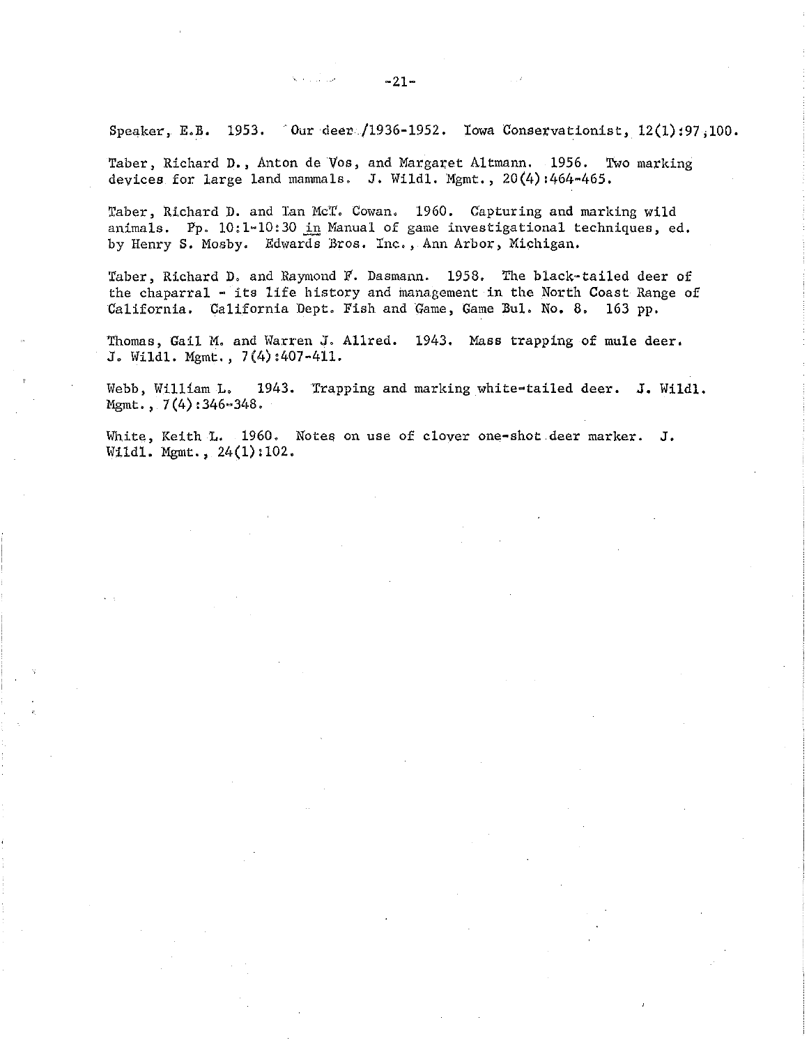Speaker, E.B. 1953. Our deer /1936-1952. Iowa Conservationist, 12(1):97,100.

Taber, Richard D., Anton de Vos, and Margaret Altmann. 1956. Two marking devices for large land mammals. J. Wildl. Mgmt., 20(4):464-465.

Taber, Richard D. and Ian McT. Cowan. 1960. Capturing and marking wild animals. Pp. 10:1-10:30 in Manual of game investigational techniques, ed. by Henry S. Mosby. Edwards Bros. Inc., Ann Arbor, Michigan.

Taber, Richard D. and Raymond F. Dasmann. 1958. The black-tailed deer of the chaparral - its life history and management in the North Coast Range of California. California Dept. Fish and Game, Game Bul. No. 8. 163 pp.

Thomas, Gail M. and Warren J. Allred. 1943. Mass trapping of mule deer. J. Wildl. Mgmt., 7(4):407-411.

Webb, William L. 1943. Trapping and marking white-tailed deer. J. Wildl. Mgmt., 7(4):346-348.

White, Keith L. 1960. Notes on use of clover one-shot deer marker. J. Wildl. Mgmt., 24(1):102.